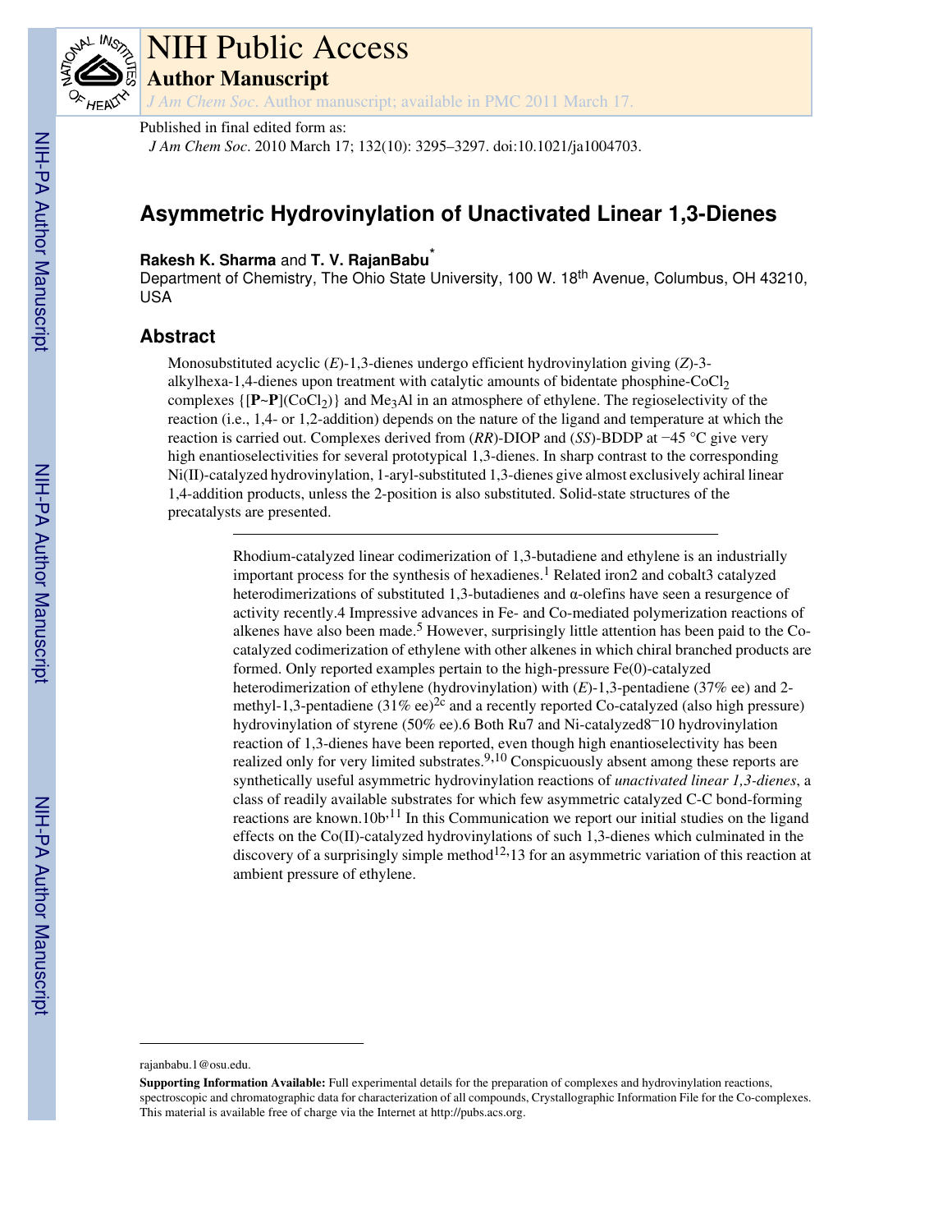# NIH Public Access

## Author Manuscript

*J Am Chem Soc*. Author manuscript; available in PMC 2011 March 17.

Published in final edited form as:

*J Am Chem Soc*. 2010 March 17; 132(10): 3295–3297. doi:10.1021/ja1004703.

# Asymmetric Hydrovinylation of Unactivated Linear 1,3-Dienes

**Rakesh K. Sharma** and **T. V. RajanBabu**[*]

Department of Chemistry, The Ohio State University, 100 W. 18[th] Avenue, Columbus, OH 43210, USA

## Abstract

Monosubstituted acyclic (*E*)-1,3-dienes undergo efficient hydrovinylation giving (*Z*)-3-alkylhexa-1,4-dienes upon treatment with catalytic amounts of bidentate phosphine-$CoCl_2$ complexes {[**P~P**]($CoCl_2$)} and $Me_3Al$ in an atmosphere of ethylene. The regioselectivity of the reaction (i.e., 1,4- or 1,2-addition) depends on the nature of the ligand and temperature at which the reaction is carried out. Complexes derived from (*RR*)-DIOP and (*SS*)-BDDP at −45 °C give very high enantioselectivities for several prototypical 1,3-dienes. In sharp contrast to the corresponding Ni(II)-catalyzed hydrovinylation, 1-aryl-substituted 1,3-dienes give almost exclusively achiral linear 1,4-addition products, unless the 2-position is also substituted. Solid-state structures of the precatalysts are presented.

---

Rhodium-catalyzed linear codimerization of 1,3-butadiene and ethylene is an industrially important process for the synthesis of hexadienes.[1] Related iron2 and cobalt3 catalyzed heterodimerizations of substituted 1,3-butadienes and α-olefins have seen a resurgence of activity recently.4 Impressive advances in Fe- and Co-mediated polymerization reactions of alkenes have also been made.[5] However, surprisingly little attention has been paid to the Co-catalyzed codimerization of ethylene with other alkenes in which chiral branched products are formed. Only reported examples pertain to the high-pressure Fe(0)-catalyzed heterodimerization of ethylene (hydrovinylation) with (*E*)-1,3-pentadiene (37% ee) and 2-methyl-1,3-pentadiene (31% ee)[2c] and a recently reported Co-catalyzed (also high pressure) hydrovinylation of styrene (50% ee).6 Both Ru7 and Ni-catalyzed8−10 hydrovinylation reaction of 1,3-dienes have been reported, even though high enantioselectivity has been realized only for very limited substrates.[9,10] Conspicuously absent among these reports are synthetically useful asymmetric hydrovinylation reactions of *unactivated linear 1,3-dienes*, a class of readily available substrates for which few asymmetric catalyzed C-C bond-forming reactions are known.10b,[11] In this Communication we report our initial studies on the ligand effects on the Co(II)-catalyzed hydrovinylations of such 1,3-dienes which culminated in the discovery of a surprisingly simple method[12],13 for an asymmetric variation of this reaction at ambient pressure of ethylene.

---

rajanbabu.1@osu.edu.

**Supporting Information Available:** Full experimental details for the preparation of complexes and hydrovinylation reactions, spectroscopic and chromatographic data for characterization of all compounds, Crystallographic Information File for the Co-complexes. This material is available free of charge via the Internet at http://pubs.acs.org.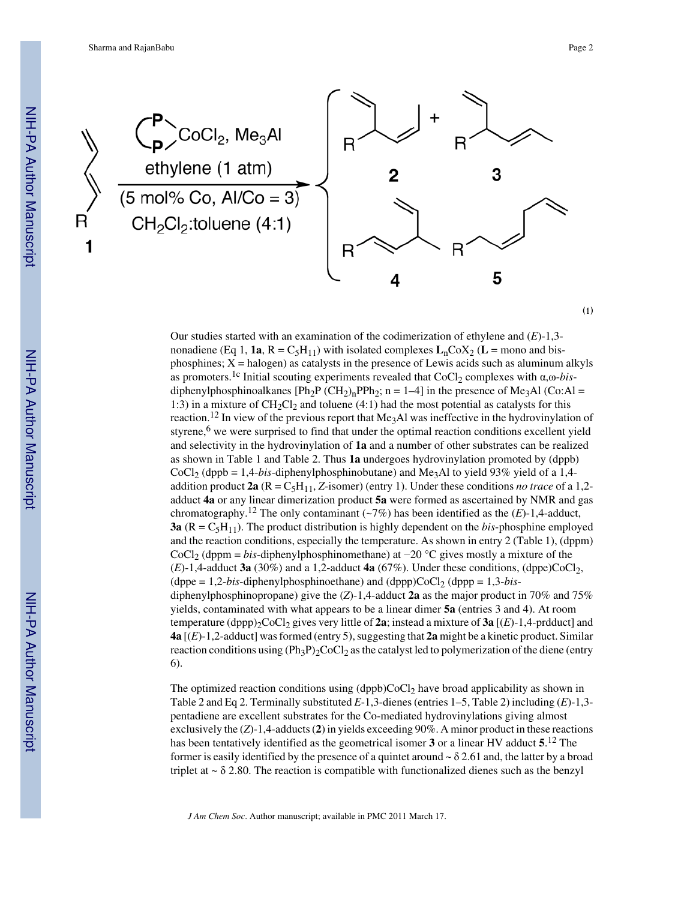(1)

Our studies started with an examination of the codimerization of ethylene and (*E*)-1,3-nonadiene (Eq 1, **1a**, R = $C_5H_{11}$) with isolated complexes $\mathbf{L}_n\text{Co}X_2$ (**L** = mono and bis-phosphines; X = halogen) as catalysts in the presence of Lewis acids such as aluminum alkyls as promoters.[1c] Initial scouting experiments revealed that $CoCl_2$ complexes with α,ω-*bis*-diphenylphosphinoalkanes [$Ph_2P\,(CH_2)_nPPh_2$; n = 1–4] in the presence of $Me_3Al$ (Co:Al = 1:3) in a mixture of $CH_2Cl_2$ and toluene (4:1) had the most potential as catalysts for this reaction.[12] In view of the previous report that $Me_3Al$ was ineffective in the hydrovinylation of styrene,[6] we were surprised to find that under the optimal reaction conditions excellent yield and selectivity in the hydrovinylation of **1a** and a number of other substrates can be realized as shown in Table 1 and Table 2. Thus **1a** undergoes hydrovinylation promoted by (dppb)$CoCl_2$ (dppb = 1,4-*bis*-diphenylphosphinobutane) and $Me_3Al$ to yield 93% yield of a 1,4-addition product **2a** (R = $C_5H_{11}$, *Z*-isomer) (entry 1). Under these conditions *no trace* of a 1,2-adduct **4a** or any linear dimerization product **5a** were formed as ascertained by NMR and gas chromatography.[12] The only contaminant (~7%) has been identified as the (*E*)-1,4-adduct, **3a** (R = $C_5H_{11}$). The product distribution is highly dependent on the *bis*-phosphine employed and the reaction conditions, especially the temperature. As shown in entry 2 (Table 1), (dppm)$CoCl_2$ (dppm = *bis*-diphenylphosphinomethane) at −20 °C gives mostly a mixture of the (*E*)-1,4-adduct **3a** (30%) and a 1,2-adduct **4a** (67%). Under these conditions, (dppe)$CoCl_2$, (dppe = 1,2-*bis*-diphenylphosphinoethane) and (dppp)$CoCl_2$ (dppp = 1,3-*bis*-diphenylphosphinopropane) give the (*Z*)-1,4-adduct **2a** as the major product in 70% and 75% yields, contaminated with what appears to be a linear dimer **5a** (entries 3 and 4). At room temperature (dppp)$_2CoCl_2$ gives very little of **2a**; instead a mixture of **3a** [(*E*)-1,4-prdduct] and **4a** [(*E*)-1,2-adduct] was formed (entry 5), suggesting that **2a** might be a kinetic product. Similar reaction conditions using $(Ph_3P)_2CoCl_2$ as the catalyst led to polymerization of the diene (entry 6).

The optimized reaction conditions using (dppb)$CoCl_2$ have broad applicability as shown in Table 2 and Eq 2. Terminally substituted *E*-1,3-dienes (entries 1–5, Table 2) including (*E*)-1,3-pentadiene are excellent substrates for the Co-mediated hydrovinylations giving almost exclusively the (*Z*)-1,4-adducts (**2**) in yields exceeding 90%. A minor product in these reactions has been tentatively identified as the geometrical isomer **3** or a linear HV adduct **5**.[12] The former is easily identified by the presence of a quintet around ~ δ 2.61 and, the latter by a broad triplet at ~ δ 2.80. The reaction is compatible with functionalized dienes such as the benzyl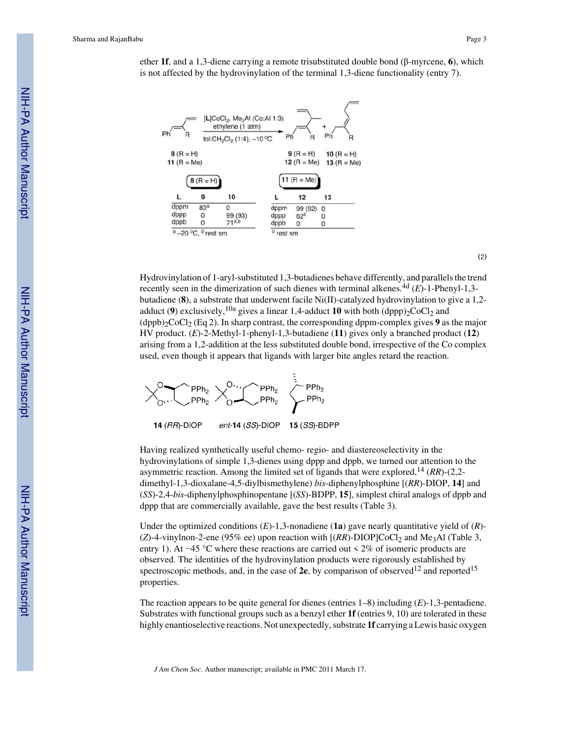ether **1f**, and a 1,3-diene carrying a remote trisubstituted double bond (β-myrcene, **6**), which is not affected by the hydrovinylation of the terminal 1,3-diene functionality (entry 7).

[L]$CoCl_2$, $Me_3Al$ (Co:Al 1:3), ethylene (1 atm), tol:$CH_2Cl_2$ (1:4), −10 °C

**8** (R = H) → **9** (R = H) + **10** (R = H)

**11** (R = Me) → **12** (R = Me) + **13** (R = Me)

| **8** (R = H) | | |
|---|---|---|
| L | 9 | 10 |
| dppm | 83[a] | 0 |
| dppp | 0 | 99 (93) |
| dppb | 0 | 71[a,b] |

[a] −20 °C, [b] rest sm

| **11** (R = Me) | | |
|---|---|---|
| L | 12 | 13 |
| dppm | 99 (92) | 0 |
| dppp | 62[b] | 0 |
| dppb | 0 | 0 |

[b] rest sm

(2)

Hydrovinylation of 1-aryl-substituted 1,3-butadienes behave differently, and parallels the trend recently seen in the dimerization of such dienes with terminal alkenes.[4d] (*E*)-1-Phenyl-1,3-butadiene (**8**), a substrate that underwent facile Ni(II)-catalyzed hydrovinylation to give a 1,2-adduct (**9**) exclusively,[10a] gives a linear 1,4-adduct **10** with both $(dppp)_2CoCl_2$ and $(dppb)_2CoCl_2$ (Eq 2). In sharp contrast, the corresponding dppm-complex gives **9** as the major HV product. (*E*)-2-Methyl-1-phenyl-1,3-butadiene (**11**) gives only a branched product (**12**) arising from a 1,2-addition at the less substituted double bond, irrespective of the Co complex used, even though it appears that ligands with larger bite angles retard the reaction.

**14** (*RR*)-DIOP　　*ent*-**14** (*SS*)-DIOP　　**15** (*SS*)-BDPP

Having realized synthetically useful chemo- regio- and diastereoselectivity in the hydrovinylations of simple 1,3-dienes using dppp and dppb, we turned our attention to the asymmetric reaction. Among the limited set of ligands that were explored,[14] (*RR*)-(2,2-dimethyl-1,3-dioxalane-4,5-diylbismethylene) *bis*-diphenylphosphine [(*RR*)-DIOP, **14**] and (*SS*)-2,4-*bis*-diphenylphosphinopentane [(*SS*)-BDPP, **15**], simplest chiral analogs of dppb and dppp that are commercially available, gave the best results (Table 3).

Under the optimized conditions (*E*)-1,3-nonadiene (**1a**) gave nearly quantitative yield of (*R*)-(*Z*)-4-vinylnon-2-ene (95% ee) upon reaction with [(*RR*)-DIOP]$CoCl_2$ and $Me_3Al$ (Table 3, entry 1). At −45 °C where these reactions are carried out < 2% of isomeric products are observed. The identities of the hydrovinylation products were rigorously established by spectroscopic methods, and, in the case of **2e**, by comparison of observed[12] and reported[15] properties.

The reaction appears to be quite general for dienes (entries 1–8) including (*E*)-1,3-pentadiene. Substrates with functional groups such as a benzyl ether **1f** (entries 9, 10) are tolerated in these highly enantioselective reactions. Not unexpectedly, substrate **1f** carrying a Lewis basic oxygen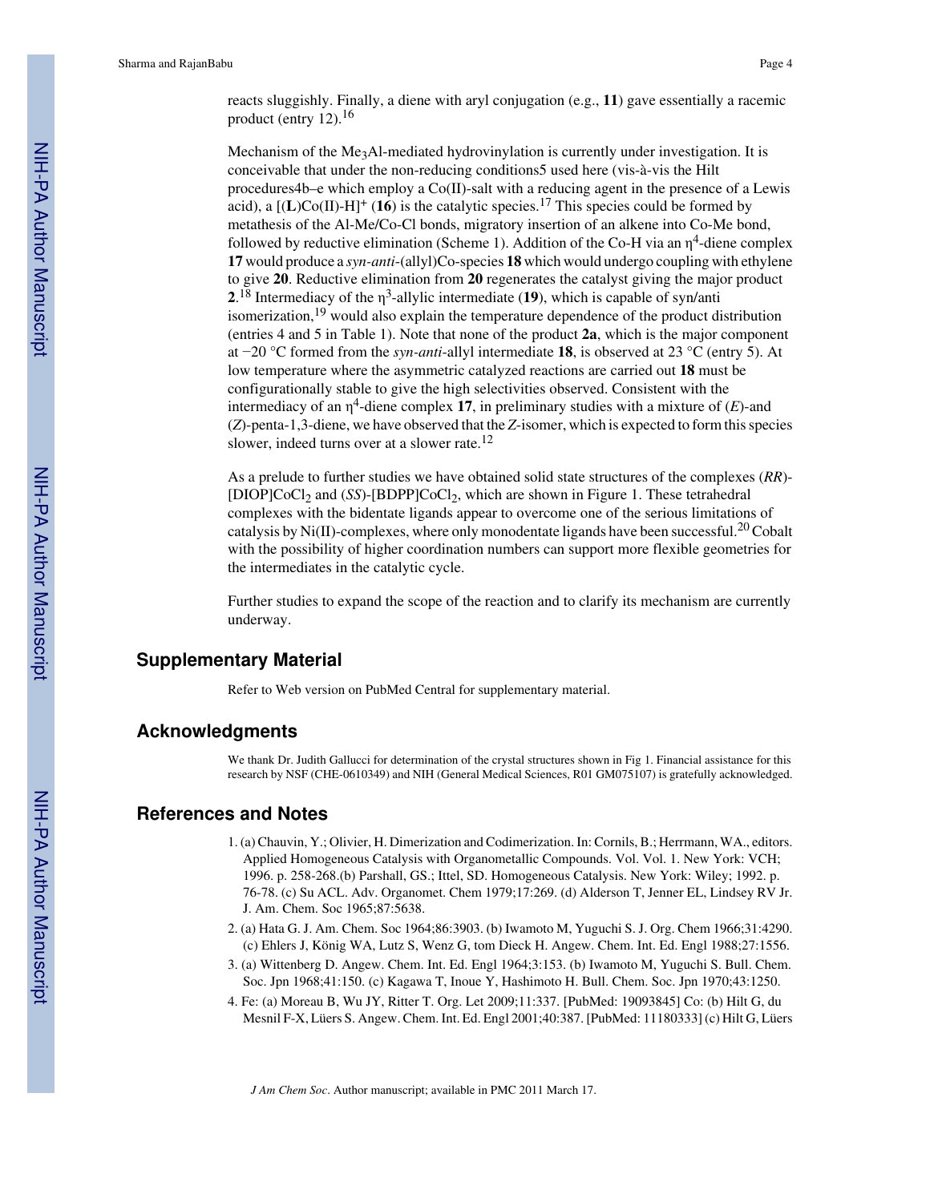reacts sluggishly. Finally, a diene with aryl conjugation (e.g., **11**) gave essentially a racemic product (entry 12).[16]

Mechanism of the $Me_3Al$-mediated hydrovinylation is currently under investigation. It is conceivable that under the non-reducing conditions5 used here (vis-à-vis the Hilt procedures4b–e which employ a Co(II)-salt with a reducing agent in the presence of a Lewis acid), a $[(\mathbf{L})Co(II)\text{-}H]^+$ (**16**) is the catalytic species.[17] This species could be formed by metathesis of the Al-Me/Co-Cl bonds, migratory insertion of an alkene into Co-Me bond, followed by reductive elimination (Scheme 1). Addition of the Co-H via an $\eta^4$-diene complex **17** would produce a *syn-anti*-(allyl)Co-species **18** which would undergo coupling with ethylene to give **20**. Reductive elimination from **20** regenerates the catalyst giving the major product **2**.[18] Intermediacy of the $\eta^3$-allylic intermediate (**19**), which is capable of syn/anti isomerization,[19] would also explain the temperature dependence of the product distribution (entries 4 and 5 in Table 1). Note that none of the product **2a**, which is the major component at −20 °C formed from the *syn-anti*-allyl intermediate **18**, is observed at 23 °C (entry 5). At low temperature where the asymmetric catalyzed reactions are carried out **18** must be configurationally stable to give the high selectivities observed. Consistent with the intermediacy of an $\eta^4$-diene complex **17**, in preliminary studies with a mixture of (*E*)-and (*Z*)-penta-1,3-diene, we have observed that the *Z*-isomer, which is expected to form this species slower, indeed turns over at a slower rate.[12]

As a prelude to further studies we have obtained solid state structures of the complexes (*RR*)-[DIOP]$CoCl_2$ and (*SS*)-[BDPP]$CoCl_2$, which are shown in Figure 1. These tetrahedral complexes with the bidentate ligands appear to overcome one of the serious limitations of catalysis by Ni(II)-complexes, where only monodentate ligands have been successful.[20] Cobalt with the possibility of higher coordination numbers can support more flexible geometries for the intermediates in the catalytic cycle.

Further studies to expand the scope of the reaction and to clarify its mechanism are currently underway.

## Supplementary Material

Refer to Web version on PubMed Central for supplementary material.

## Acknowledgments

We thank Dr. Judith Gallucci for determination of the crystal structures shown in Fig 1. Financial assistance for this research by NSF (CHE-0610349) and NIH (General Medical Sciences, R01 GM075107) is gratefully acknowledged.

## References and Notes

1. (a) Chauvin, Y.; Olivier, H. Dimerization and Codimerization. In: Cornils, B.; Herrmann, WA., editors. Applied Homogeneous Catalysis with Organometallic Compounds. Vol. Vol. 1. New York: VCH; 1996. p. 258-268.(b) Parshall, GS.; Ittel, SD. Homogeneous Catalysis. New York: Wiley; 1992. p. 76-78. (c) Su ACL. Adv. Organomet. Chem 1979;17:269. (d) Alderson T, Jenner EL, Lindsey RV Jr. J. Am. Chem. Soc 1965;87:5638.
2. (a) Hata G. J. Am. Chem. Soc 1964;86:3903. (b) Iwamoto M, Yuguchi S. J. Org. Chem 1966;31:4290. (c) Ehlers J, König WA, Lutz S, Wenz G, tom Dieck H. Angew. Chem. Int. Ed. Engl 1988;27:1556.
3. (a) Wittenberg D. Angew. Chem. Int. Ed. Engl 1964;3:153. (b) Iwamoto M, Yuguchi S. Bull. Chem. Soc. Jpn 1968;41:150. (c) Kagawa T, Inoue Y, Hashimoto H. Bull. Chem. Soc. Jpn 1970;43:1250.
4. Fe: (a) Moreau B, Wu JY, Ritter T. Org. Let 2009;11:337. [PubMed: 19093845] Co: (b) Hilt G, du Mesnil F-X, Lüers S. Angew. Chem. Int. Ed. Engl 2001;40:387. [PubMed: 11180333] (c) Hilt G, Lüers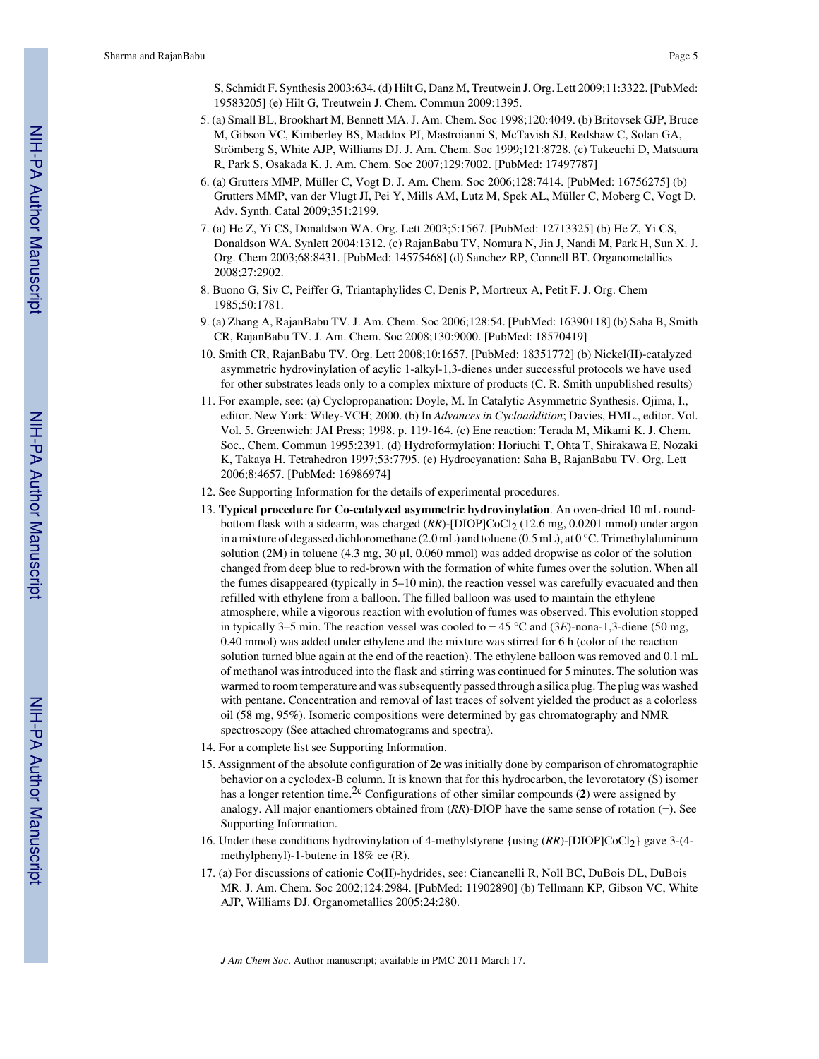S, Schmidt F. Synthesis 2003:634. (d) Hilt G, Danz M, Treutwein J. Org. Lett 2009;11:3322. [PubMed: 19583205] (e) Hilt G, Treutwein J. Chem. Commun 2009:1395.

5. (a) Small BL, Brookhart M, Bennett MA. J. Am. Chem. Soc 1998;120:4049. (b) Britovsek GJP, Bruce M, Gibson VC, Kimberley BS, Maddox PJ, Mastroianni S, McTavish SJ, Redshaw C, Solan GA, Strömberg S, White AJP, Williams DJ. J. Am. Chem. Soc 1999;121:8728. (c) Takeuchi D, Matsuura R, Park S, Osakada K. J. Am. Chem. Soc 2007;129:7002. [PubMed: 17497787]
6. (a) Grutters MMP, Müller C, Vogt D. J. Am. Chem. Soc 2006;128:7414. [PubMed: 16756275] (b) Grutters MMP, van der Vlugt JI, Pei Y, Mills AM, Lutz M, Spek AL, Müller C, Moberg C, Vogt D. Adv. Synth. Catal 2009;351:2199.
7. (a) He Z, Yi CS, Donaldson WA. Org. Lett 2003;5:1567. [PubMed: 12713325] (b) He Z, Yi CS, Donaldson WA. Synlett 2004:1312. (c) RajanBabu TV, Nomura N, Jin J, Nandi M, Park H, Sun X. J. Org. Chem 2003;68:8431. [PubMed: 14575468] (d) Sanchez RP, Connell BT. Organometallics 2008;27:2902.
8. Buono G, Siv C, Peiffer G, Triantaphylides C, Denis P, Mortreux A, Petit F. J. Org. Chem 1985;50:1781.
9. (a) Zhang A, RajanBabu TV. J. Am. Chem. Soc 2006;128:54. [PubMed: 16390118] (b) Saha B, Smith CR, RajanBabu TV. J. Am. Chem. Soc 2008;130:9000. [PubMed: 18570419]
10. Smith CR, RajanBabu TV. Org. Lett 2008;10:1657. [PubMed: 18351772] (b) Nickel(II)-catalyzed asymmetric hydrovinylation of acylic 1-alkyl-1,3-dienes under successful protocols we have used for other substrates leads only to a complex mixture of products (C. R. Smith unpublished results)
11. For example, see: (a) Cyclopropanation: Doyle, M. In Catalytic Asymmetric Synthesis. Ojima, I., editor. New York: Wiley-VCH; 2000. (b) In *Advances in Cycloaddition*; Davies, HML., editor. Vol. Vol. 5. Greenwich: JAI Press; 1998. p. 119-164. (c) Ene reaction: Terada M, Mikami K. J. Chem. Soc., Chem. Commun 1995:2391. (d) Hydroformylation: Horiuchi T, Ohta T, Shirakawa E, Nozaki K, Takaya H. Tetrahedron 1997;53:7795. (e) Hydrocyanation: Saha B, RajanBabu TV. Org. Lett 2006;8:4657. [PubMed: 16986974]
12. See Supporting Information for the details of experimental procedures.
13. **Typical procedure for Co-catalyzed asymmetric hydrovinylation**. An oven-dried 10 mL round-bottom flask with a sidearm, was charged (*RR*)-[DIOP]$CoCl_2$ (12.6 mg, 0.0201 mmol) under argon in a mixture of degassed dichloromethane (2.0 mL) and toluene (0.5 mL), at 0 °C. Trimethylaluminum solution (2M) in toluene (4.3 mg, 30 µl, 0.060 mmol) was added dropwise as color of the solution changed from deep blue to red-brown with the formation of white fumes over the solution. When all the fumes disappeared (typically in 5–10 min), the reaction vessel was carefully evacuated and then refilled with ethylene from a balloon. The filled balloon was used to maintain the ethylene atmosphere, while a vigorous reaction with evolution of fumes was observed. This evolution stopped in typically 3–5 min. The reaction vessel was cooled to − 45 °C and (3*E*)-nona-1,3-diene (50 mg, 0.40 mmol) was added under ethylene and the mixture was stirred for 6 h (color of the reaction solution turned blue again at the end of the reaction). The ethylene balloon was removed and 0.1 mL of methanol was introduced into the flask and stirring was continued for 5 minutes. The solution was warmed to room temperature and was subsequently passed through a silica plug. The plug was washed with pentane. Concentration and removal of last traces of solvent yielded the product as a colorless oil (58 mg, 95%). Isomeric compositions were determined by gas chromatography and NMR spectroscopy (See attached chromatograms and spectra).
14. For a complete list see Supporting Information.
15. Assignment of the absolute configuration of **2e** was initially done by comparison of chromatographic behavior on a cyclodex-B column. It is known that for this hydrocarbon, the levorotatory (S) isomer has a longer retention time.[2c] Configurations of other similar compounds (**2**) were assigned by analogy. All major enantiomers obtained from (*RR*)-DIOP have the same sense of rotation (−). See Supporting Information.
16. Under these conditions hydrovinylation of 4-methylstyrene {using (*RR*)-[DIOP]$CoCl_2$} gave 3-(4-methylphenyl)-1-butene in 18% ee (R).
17. (a) For discussions of cationic Co(II)-hydrides, see: Ciancanelli R, Noll BC, DuBois DL, DuBois MR. J. Am. Chem. Soc 2002;124:2984. [PubMed: 11902890] (b) Tellmann KP, Gibson VC, White AJP, Williams DJ. Organometallics 2005;24:280.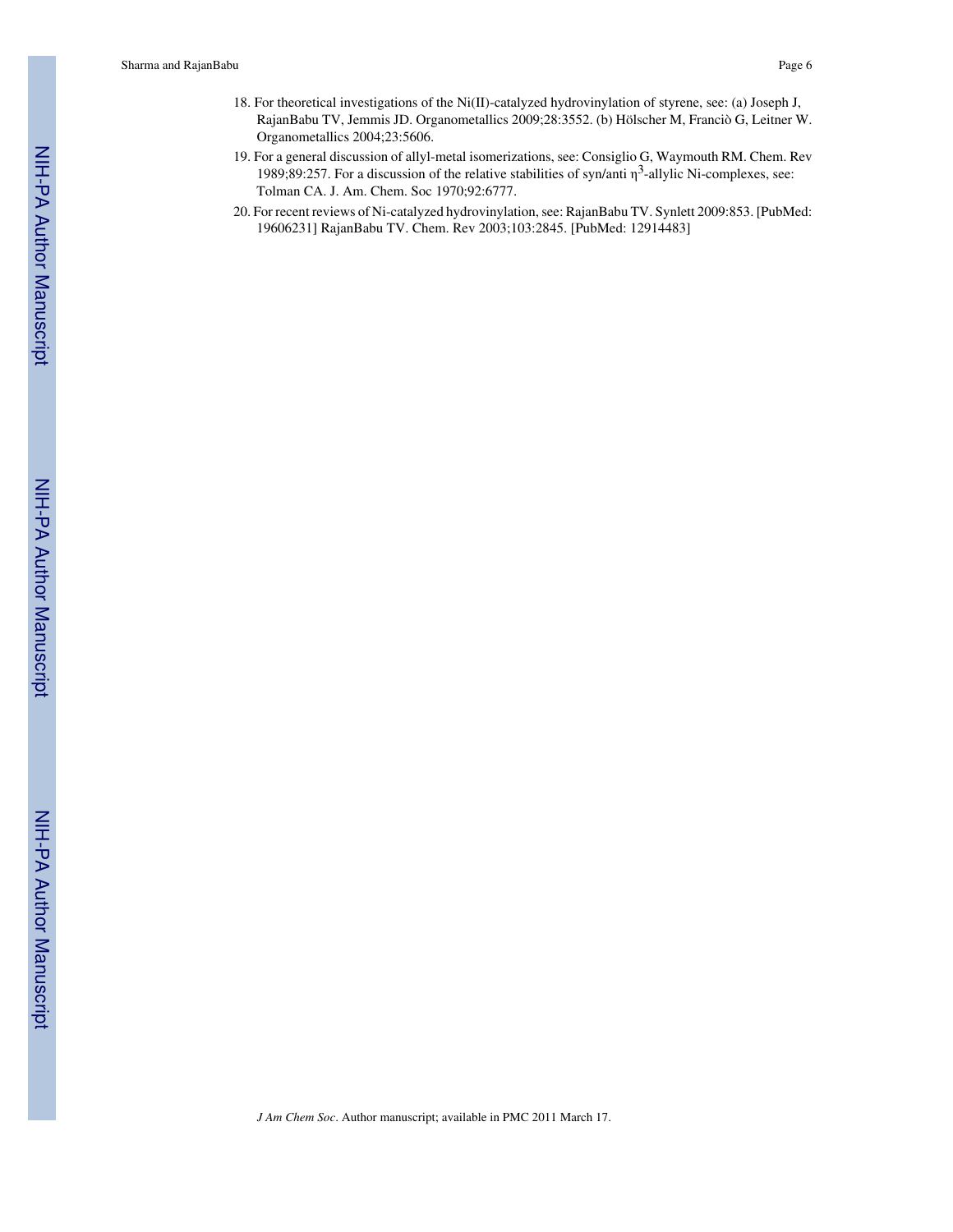18. For theoretical investigations of the Ni(II)-catalyzed hydrovinylation of styrene, see: (a) Joseph J, RajanBabu TV, Jemmis JD. Organometallics 2009;28:3552. (b) Hölscher M, Franciò G, Leitner W. Organometallics 2004;23:5606.
19. For a general discussion of allyl-metal isomerizations, see: Consiglio G, Waymouth RM. Chem. Rev 1989;89:257. For a discussion of the relative stabilities of syn/anti $\eta^3$-allylic Ni-complexes, see: Tolman CA. J. Am. Chem. Soc 1970;92:6777.
20. For recent reviews of Ni-catalyzed hydrovinylation, see: RajanBabu TV. Synlett 2009:853. [PubMed: 19606231] RajanBabu TV. Chem. Rev 2003;103:2845. [PubMed: 12914483]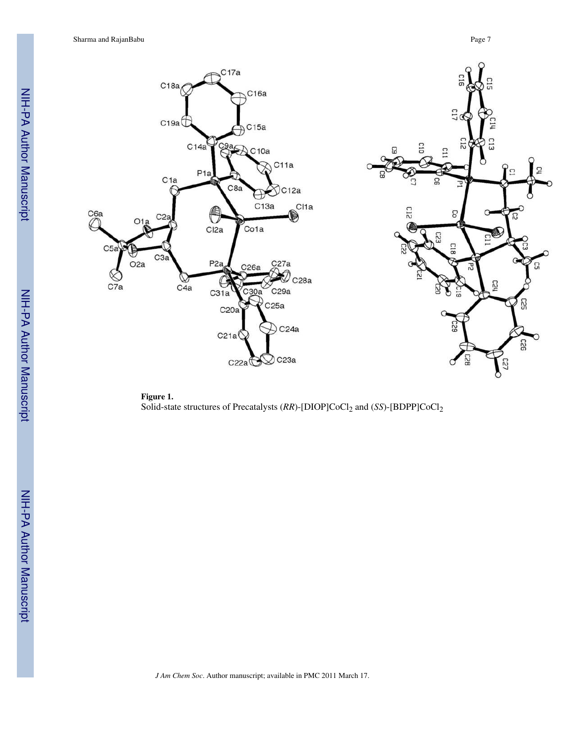**Figure 1.**

Solid-state structures of Precatalysts (*RR*)-[DIOP]$CoCl_2$ and (*SS*)-[BDPP]$CoCl_2$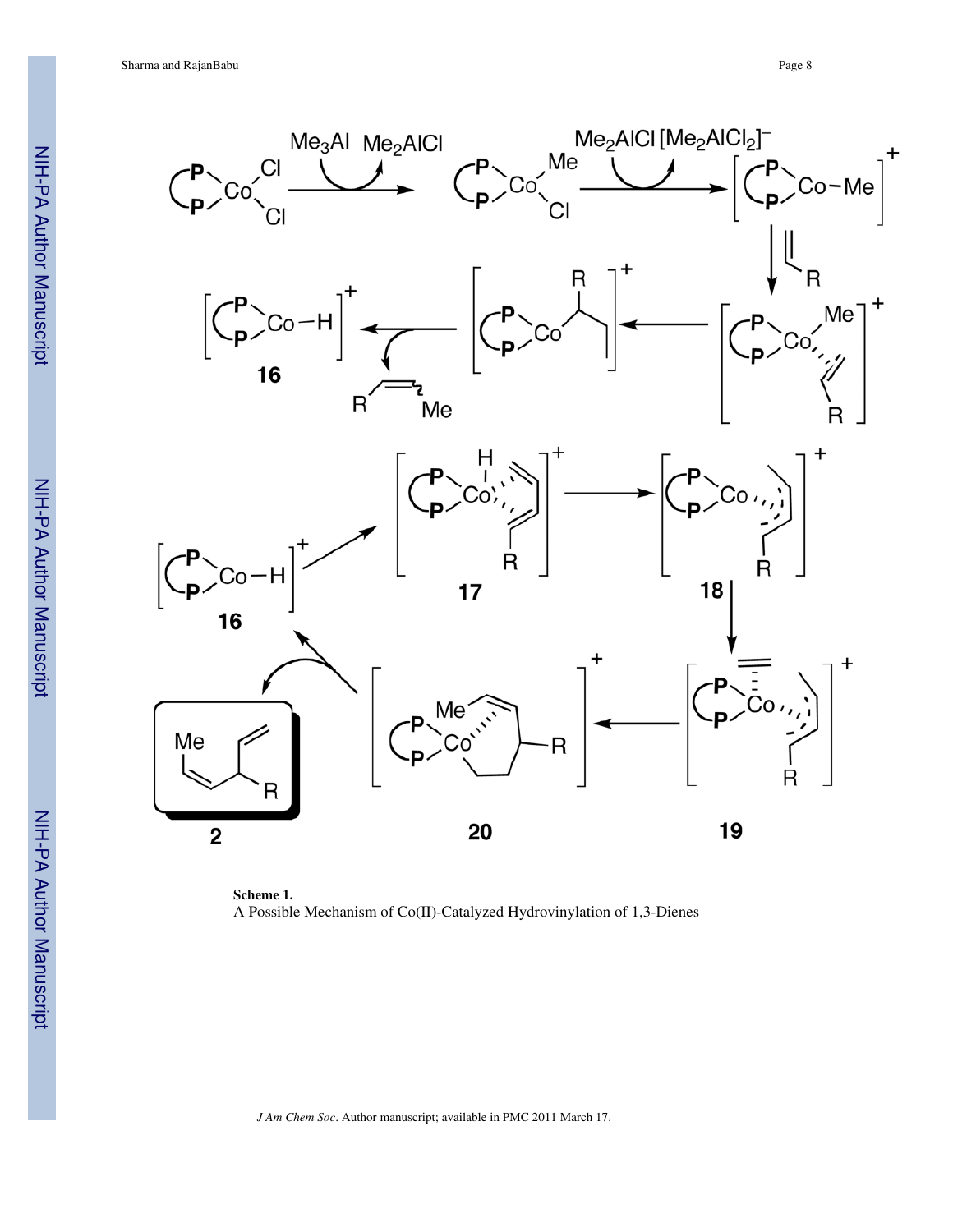**Scheme 1.**
A Possible Mechanism of Co(II)-Catalyzed Hydrovinylation of 1,3-Dienes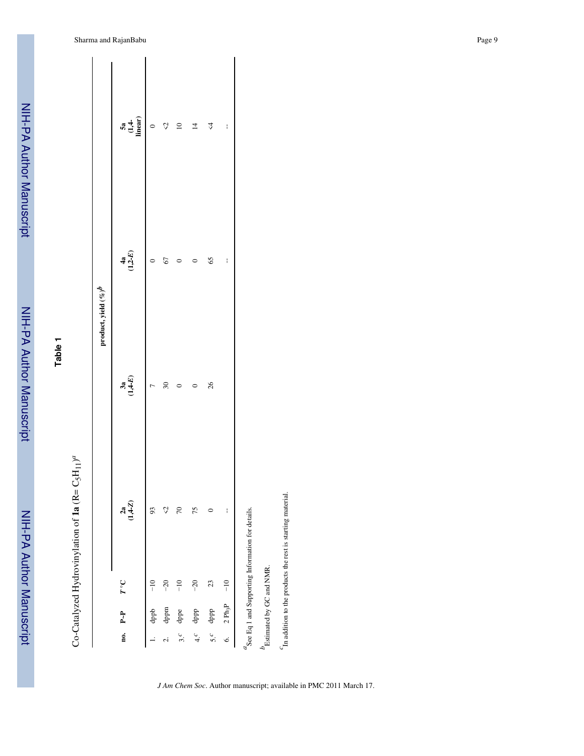## Table 1

Co-Catalyzed Hydrovinylation of **1a** (R= $C_5H_{11}$)[a]

| no. | P-P | T °C | 2a (1,4-Z) | 3a (1,4-E) | 4a (1,2-E) | 5a (1,4-linear) |
|---|---|---|---|---|---|---|
| | | | product, yield (%)[b] | | | |
| 1. | dppb | −10 | 93 | 7 | 0 | 0 |
| 2. | dppm | −20 | <2 | 30 | 67 | <2 |
| 3.[c] | dppe | −10 | 70 | 0 | 0 | 10 |
| 4.[c] | dppp | −20 | 75 | 0 | 0 | 14 |
| 5.[c] | dppp | 23 | 0 | 26 | 65 | <4 |
| 6. | 2 $Ph_3P$ | −10 | -- | | -- | -- |

[a] See Eq 1 and Supporting Information for details.

[b] Estimated by GC and NMR.

[c] In addition to the products the rest is starting material.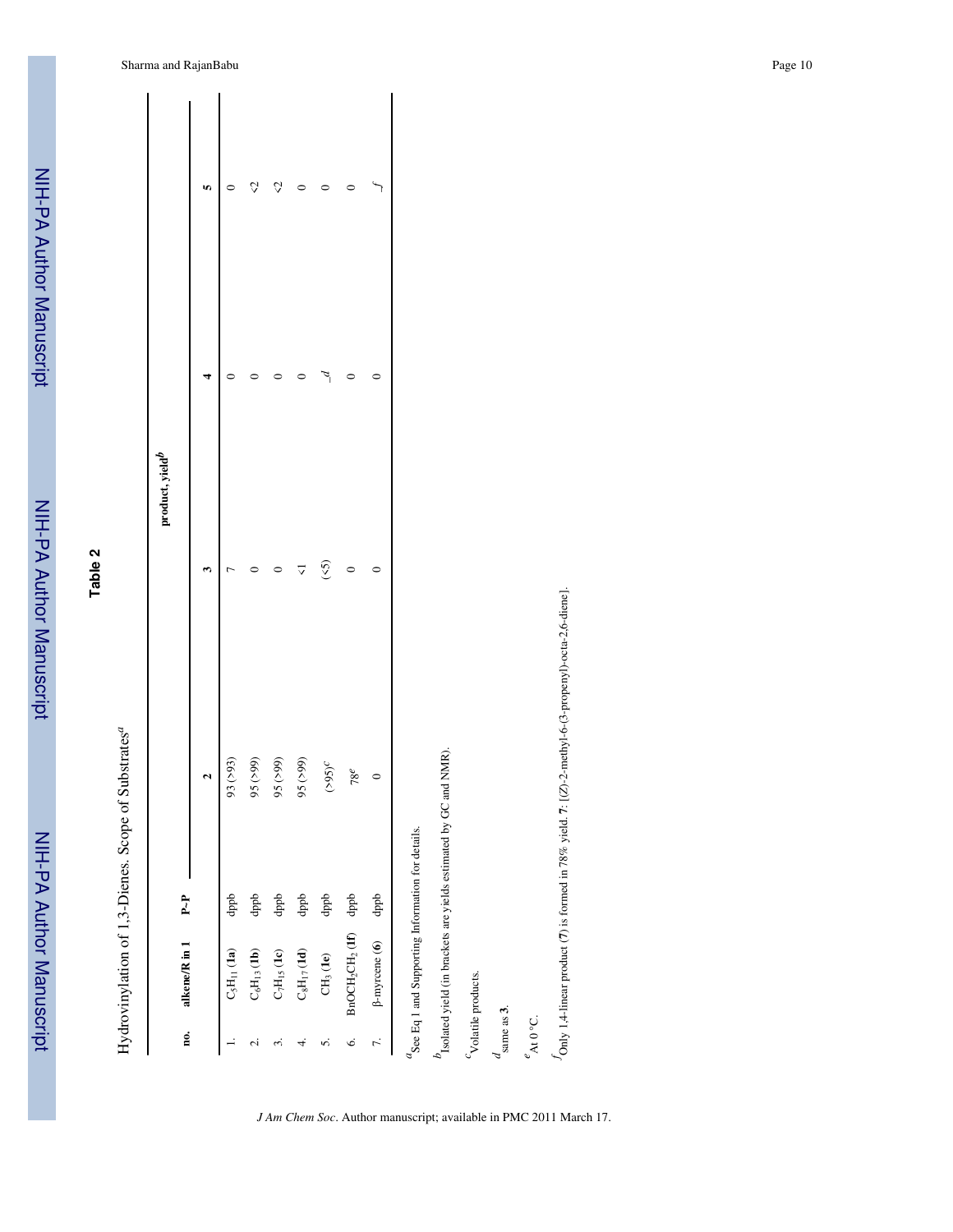# Table 2

Hydrovinylation of 1,3-Dienes. Scope of Substrates[a]

| no. | alkene/R in 1 | P~P | product, yield[b] | | | |
|---|---|---|---|---|---|---|
| | | | 2 | 3 | 4 | 5 |
| 1. | $C_5H_{11}$ (**1a**) | dppb | 93 (>93) | 7 | 0 | 0 |
| 2. | $C_6H_{13}$ (**1b**) | dppb | 95 (>99) | 0 | 0 | <2 |
| 3. | $C_7H_{15}$ (**1c**) | dppb | 95 (>99) | 0 | 0 | <2 |
| 4. | $C_8H_{17}$ (**1d**) | dppb | 95 (>99) | <1 | 0 | 0 |
| 5. | $CH_3$ (**1e**) | dppb | (>95)[c] | (<5) | _[d] | 0 |
| 6. | $BnOCH_2CH_2$ (**1f**) | dppb | 78[e] | 0 | 0 | 0 |
| 7. | β-myrcene (**6**) | dppb | 0 | 0 | 0 | _[f] |

[a] See Eq 1 and Supporting Information for details.

[b] Isolated yield (in brackets are yields estimated by GC and NMR).

[c] Volatile products.

[d] same as **3**.

[e] At 0 °C.

[f] Only 1,4-linear product (**7**) is formed in 78% yield. **7**: [(*Z*)-2-methyl-6-(3-propenyl)-octa-2,6-diene].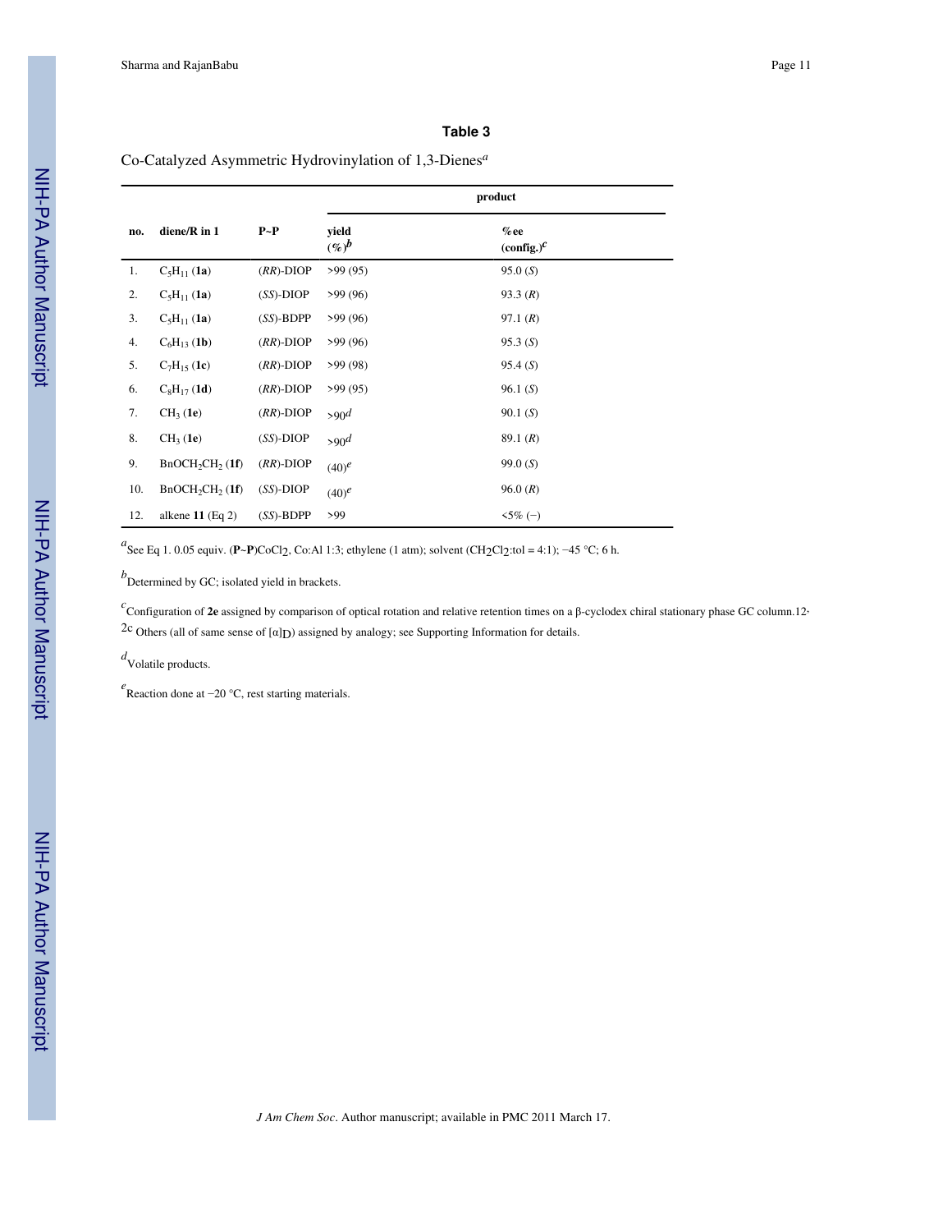## Table 3

Co-Catalyzed Asymmetric Hydrovinylation of 1,3-Dienes[a]

| no. | diene/R in 1 | P~P | product | |
|---|---|---|---|---|
| | | | yield (%)[b] | %ee (config.)[c] |
| 1. | $C_5H_{11}$ (**1a**) | (*RR*)-DIOP | >99 (95) | 95.0 (*S*) |
| 2. | $C_5H_{11}$ (**1a**) | (*SS*)-DIOP | >99 (96) | 93.3 (*R*) |
| 3. | $C_5H_{11}$ (**1a**) | (*SS*)-BDPP | >99 (96) | 97.1 (*R*) |
| 4. | $C_6H_{13}$ (**1b**) | (*RR*)-DIOP | >99 (96) | 95.3 (*S*) |
| 5. | $C_7H_{15}$ (**1c**) | (*RR*)-DIOP | >99 (98) | 95.4 (*S*) |
| 6. | $C_8H_{17}$ (**1d**) | (*RR*)-DIOP | >99 (95) | 96.1 (*S*) |
| 7. | $CH_3$ (**1e**) | (*RR*)-DIOP | >90[d] | 90.1 (*S*) |
| 8. | $CH_3$ (**1e**) | (*SS*)-DIOP | >90[d] | 89.1 (*R*) |
| 9. | $BnOCH_2CH_2$ (**1f**) | (*RR*)-DIOP | (40)[e] | 99.0 (*S*) |
| 10. | $BnOCH_2CH_2$ (**1f**) | (*SS*)-DIOP | (40)[e] | 96.0 (*R*) |
| 12. | alkene **11** (Eq 2) | (*SS*)-BDPP | >99 | <5% (−) |

[a]See Eq 1. 0.05 equiv. (**P~P**)$CoCl_2$, Co:Al 1:3; ethylene (1 atm); solvent ($CH_2Cl_2$:tol = 4:1); −45 °C; 6 h.

[b]Determined by GC; isolated yield in brackets.

[c]Configuration of **2e** assigned by comparison of optical rotation and relative retention times on a β-cyclodex chiral stationary phase GC column.12, 2c Others (all of same sense of $[\alpha]_D$) assigned by analogy; see Supporting Information for details.

[d]Volatile products.

[e]Reaction done at −20 °C, rest starting materials.